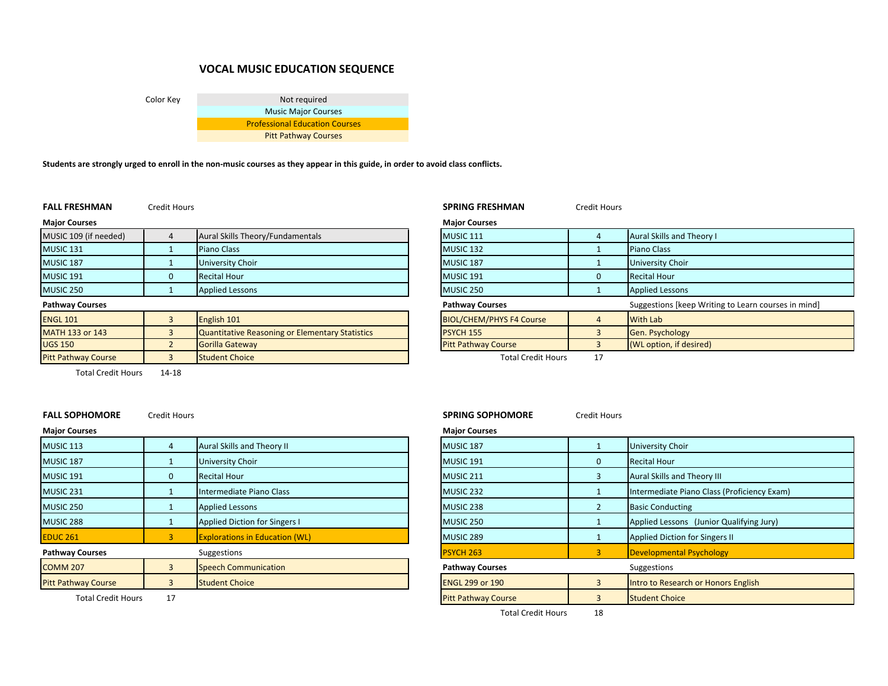# VOCAL MUSIC EDUCATION SEQUENCE

| Color Key |
|---|
| Not required |
| Music Major Courses |
| Professional Education Courses |
| Pitt Pathway Courses |

**Students are strongly urged to enroll in the non-music courses as they appear in this guide, in order to avoid class conflicts.**

## FALL FRESHMAN

| Major Courses | Credit Hours | |
|---|---|---|
| MUSIC 109 (if needed) | 4 | Aural Skills Theory/Fundamentals |
| MUSIC 131 | 1 | Piano Class |
| MUSIC 187 | 1 | University Choir |
| MUSIC 191 | 0 | Recital Hour |
| MUSIC 250 | 1 | Applied Lessons |
| **Pathway Courses** | | |
| ENGL 101 | 3 | English 101 |
| MATH 133 or 143 | 3 | Quantitative Reasoning or Elementary Statistics |
| UGS 150 | 2 | Gorilla Gateway |
| Pitt Pathway Course | 3 | Student Choice |
| Total Credit Hours | 14-18 | |

## SPRING FRESHMAN

| Major Courses | Credit Hours | |
|---|---|---|
| MUSIC 111 | 4 | Aural Skills and Theory I |
| MUSIC 132 | 1 | Piano Class |
| MUSIC 187 | 1 | University Choir |
| MUSIC 191 | 0 | Recital Hour |
| MUSIC 250 | 1 | Applied Lessons |
| **Pathway Courses** | | Suggestions [keep Writing to Learn courses in mind] |
| BIOL/CHEM/PHYS F4 Course | 4 | With Lab |
| PSYCH 155 | 3 | Gen. Psychology |
| Pitt Pathway Course | 3 | (WL option, if desired) |
| Total Credit Hours | 17 | |

## FALL SOPHOMORE

| Major Courses | Credit Hours | |
|---|---|---|
| MUSIC 113 | 4 | Aural Skills and Theory II |
| MUSIC 187 | 1 | University Choir |
| MUSIC 191 | 0 | Recital Hour |
| MUSIC 231 | 1 | Intermediate Piano Class |
| MUSIC 250 | 1 | Applied Lessons |
| MUSIC 288 | 1 | Applied Diction for Singers I |
| EDUC 261 | 3 | Explorations in Education (WL) |
| **Pathway Courses** | | Suggestions |
| COMM 207 | 3 | Speech Communication |
| Pitt Pathway Course | 3 | Student Choice |
| Total Credit Hours | 17 | |

## SPRING SOPHOMORE

| Major Courses | Credit Hours | |
|---|---|---|
| MUSIC 187 | 1 | University Choir |
| MUSIC 191 | 0 | Recital Hour |
| MUSIC 211 | 3 | Aural Skills and Theory III |
| MUSIC 232 | 1 | Intermediate Piano Class (Proficiency Exam) |
| MUSIC 238 | 2 | Basic Conducting |
| MUSIC 250 | 1 | Applied Lessons (Junior Qualifying Jury) |
| MUSIC 289 | 1 | Applied Diction for Singers II |
| PSYCH 263 | 3 | Developmental Psychology |
| **Pathway Courses** | | Suggestions |
| ENGL 299 or 190 | 3 | Intro to Research or Honors English |
| Pitt Pathway Course | 3 | Student Choice |
| Total Credit Hours | 18 | |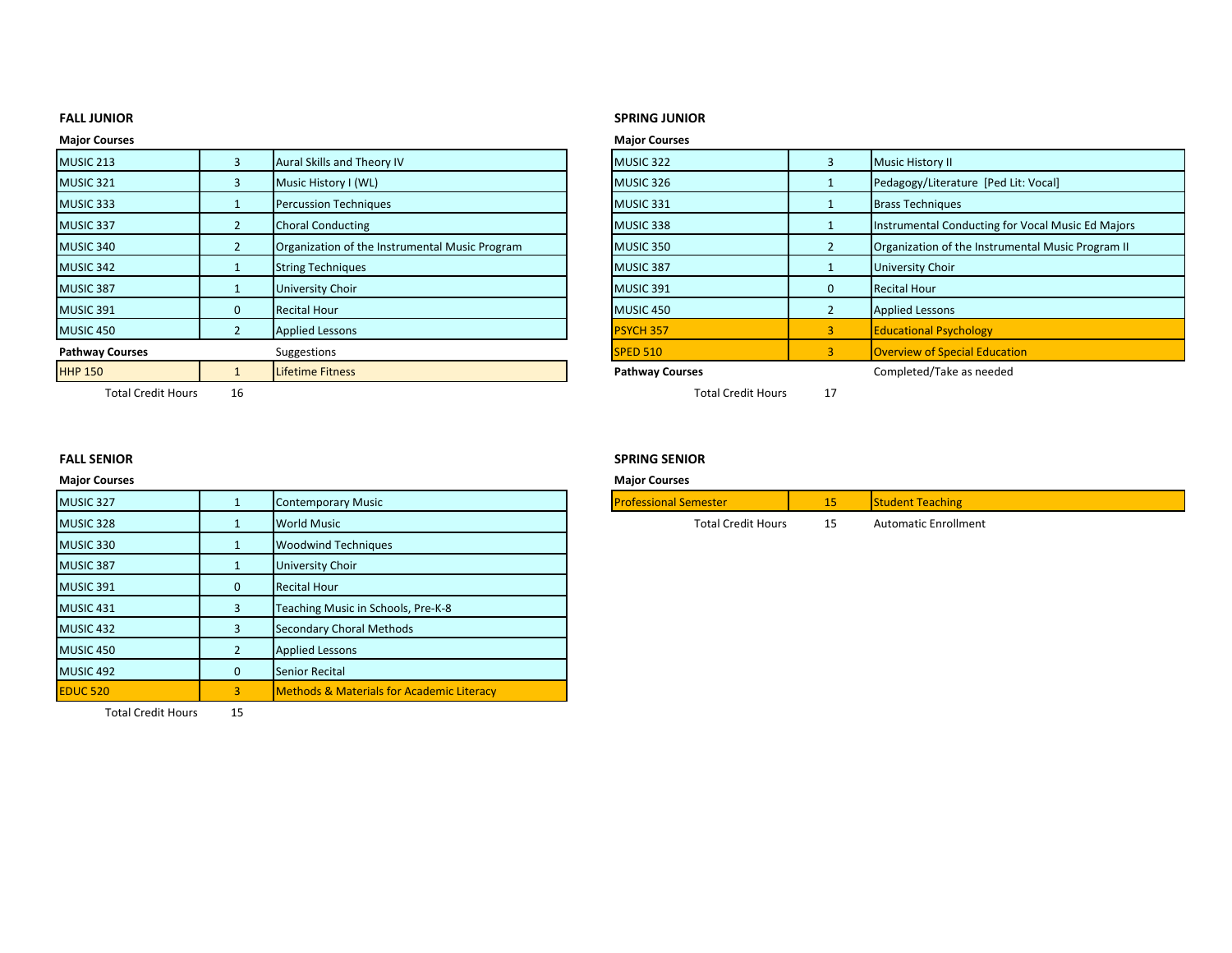## FALL JUNIOR

**Major Courses**

| | | |
|---|---|---|
| MUSIC 213 | 3 | Aural Skills and Theory IV |
| MUSIC 321 | 3 | Music History I (WL) |
| MUSIC 333 | 1 | Percussion Techniques |
| MUSIC 337 | 2 | Choral Conducting |
| MUSIC 340 | 2 | Organization of the Instrumental Music Program |
| MUSIC 342 | 1 | String Techniques |
| MUSIC 387 | 1 | University Choir |
| MUSIC 391 | 0 | Recital Hour |
| MUSIC 450 | 2 | Applied Lessons |
| **Pathway Courses** | | Suggestions |
| HHP 150 | 1 | Lifetime Fitness |
| Total Credit Hours | 16 | |

## SPRING JUNIOR

**Major Courses**

| | | |
|---|---|---|
| MUSIC 322 | 3 | Music History II |
| MUSIC 326 | 1 | Pedagogy/Literature [Ped Lit: Vocal] |
| MUSIC 331 | 1 | Brass Techniques |
| MUSIC 338 | 1 | Instrumental Conducting for Vocal Music Ed Majors |
| MUSIC 350 | 2 | Organization of the Instrumental Music Program II |
| MUSIC 387 | 1 | University Choir |
| MUSIC 391 | 0 | Recital Hour |
| MUSIC 450 | 2 | Applied Lessons |
| PSYCH 357 | 3 | Educational Psychology |
| SPED 510 | 3 | Overview of Special Education |
| **Pathway Courses** | | Completed/Take as needed |
| Total Credit Hours | 17 | |

## FALL SENIOR

**Major Courses**

| | | |
|---|---|---|
| MUSIC 327 | 1 | Contemporary Music |
| MUSIC 328 | 1 | World Music |
| MUSIC 330 | 1 | Woodwind Techniques |
| MUSIC 387 | 1 | University Choir |
| MUSIC 391 | 0 | Recital Hour |
| MUSIC 431 | 3 | Teaching Music in Schools, Pre-K-8 |
| MUSIC 432 | 3 | Secondary Choral Methods |
| MUSIC 450 | 2 | Applied Lessons |
| MUSIC 492 | 0 | Senior Recital |
| EDUC 520 | 3 | Methods & Materials for Academic Literacy |
| Total Credit Hours | 15 | |

## SPRING SENIOR

**Major Courses**

| | | |
|---|---|---|
| Professional Semester | 15 | Student Teaching |
| Total Credit Hours | 15 | Automatic Enrollment |